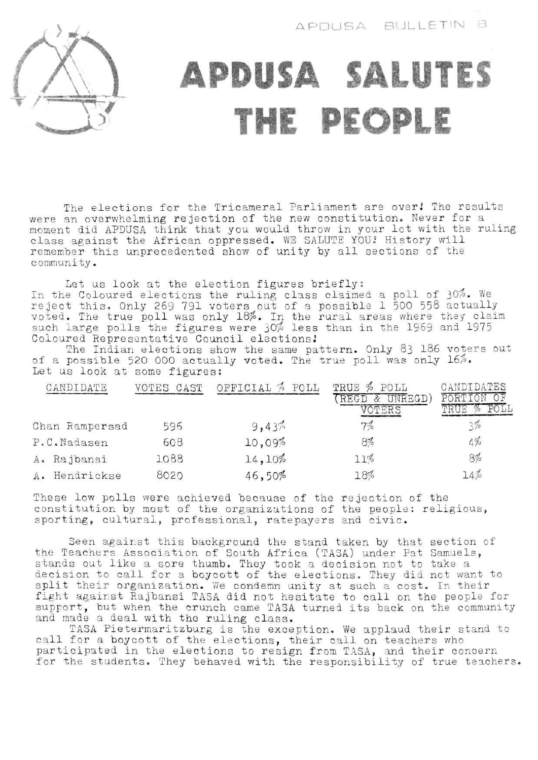APDUSA BULLETIN 8

# APDUSA SALUTES THE PEOPLE

The elections for the Tricameral Parliament are over! The results were an overwhelming rejection of the new constitution. Never for a moment did APDUSA think that you would throw in your lot with the ruling class against the African oppressed. WE SALUTE YOU! History will remember this unprecedented show of unity by all sections of the community.

Let us look at the election figures briefly:
In the Coloured elections the ruling class claimed a poll of 30%. We reject this. Only 269 791 voters out of a possible 1 500 558 actually voted. The true poll was only 18%. In the rural areas where they claim such large polls the figures were 30% less than in the 1969 and 1975 Coloured Representative Council elections!

The Indian elections show the same pattern. Only 83 186 voters out of a possible 520 000 actually voted. The true poll was only 16%. Let us look at some figures:

| CANDIDATE | VOTES CAST | OFFICIAL % POLL | TRUE % POLL (REGD & UNREGD) VOTERS | CANDIDATES PORTION OF TRUE % POLL |
|---|---|---|---|---|
| Chan Rampersad | 596 | 9,43% | 7% | 3% |
| P.C.Nadasen | 608 | 10,09% | 8% | 4% |
| A. Rajbansi | 1088 | 14,10% | 11% | 8% |
| A. Hendrickse | 8020 | 46,50% | 18% | 14% |

These low polls were achieved because of the rejection of the constitution by most of the organizations of the people: religious, sporting, cultural, professional, ratepayers and civic.

Seen against this background the stand taken by that section of the Teachers Association of South Africa (TASA) under Pat Samuels, stands out like a sore thumb. They took a decision not to take a decision to call for a boycott of the elections. They did not want to split their organization. We condemn unity at such a cost. In their fight against Rajbansi TASA did not hesitate to call on the people for support, but when the crunch came TASA turned its back on the community and made a deal with the ruling class.

TASA Pietermaritzburg is the exception. We applaud their stand to call for a boycott of the elections, their call on teachers who participated in the elections to resign from TASA, and their concern for the students. They behaved with the responsibility of true teachers.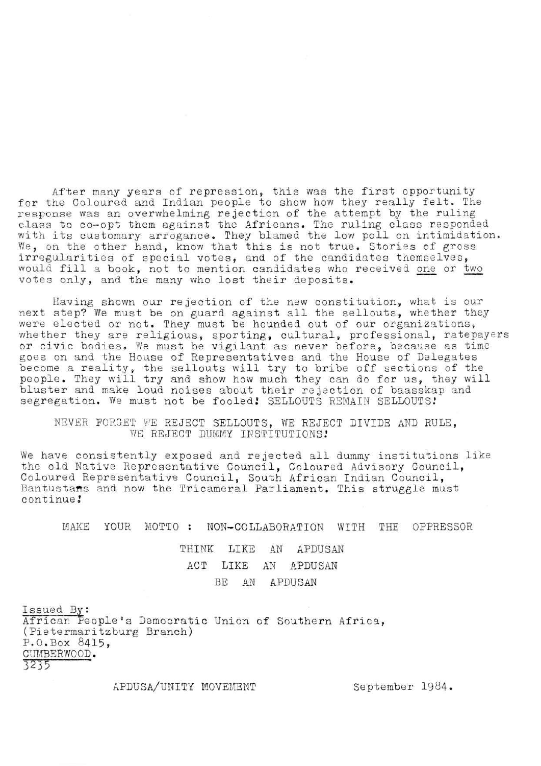After many years of repression, this was the first opportunity for the Coloured and Indian people to show how they really felt. The response was an overwhelming rejection of the attempt by the ruling class to co-opt them against the Africans. The ruling class responded with its customary arrogance. They blamed the low poll on intimidation. We, on the other hand, know that this is not true. Stories of gross irregularities of special votes, and of the candidates themselves, would fill a book, not to mention candidates who received one or two votes only, and the many who lost their deposits.

Having shown our rejection of the new constitution, what is our next step? We must be on guard against all the sellouts, whether they were elected or not. They must be hounded out of our organizations, whether they are religious, sporting, cultural, professional, ratepayers or civic bodies. We must be vigilant as never before, because as time goes on and the House of Representatives and the House of Delegates become a reality, the sellouts will try to bribe off sections of the people. They will try and show how much they can do for us, they will bluster and make loud noises about their rejection of baasskap and segregation. We must not be fooled! SELLOUTS REMAIN SELLOUTS!

NEVER FORGET WE REJECT SELLOUTS, WE REJECT DIVIDE AND RULE, WE REJECT DUMMY INSTITUTIONS!

We have consistently exposed and rejected all dummy institutions like the old Native Representative Council, Coloured Advisory Council, Coloured Representative Council, South African Indian Council, Bantustans and now the Tricameral Parliament. This struggle must continue!

MAKE YOUR MOTTO : NON-COLLABORATION WITH THE OPPRESSOR

THINK LIKE AN APDUSAN

ACT LIKE AN APDUSAN

BE AN APDUSAN

Issued By:
African People's Democratic Union of Southern Africa,
(Pietermaritzburg Branch)
P.O.Box 8415,
CUMBERWOOD.
3235

APDUSA/UNITY MOVEMENT

September 1984.